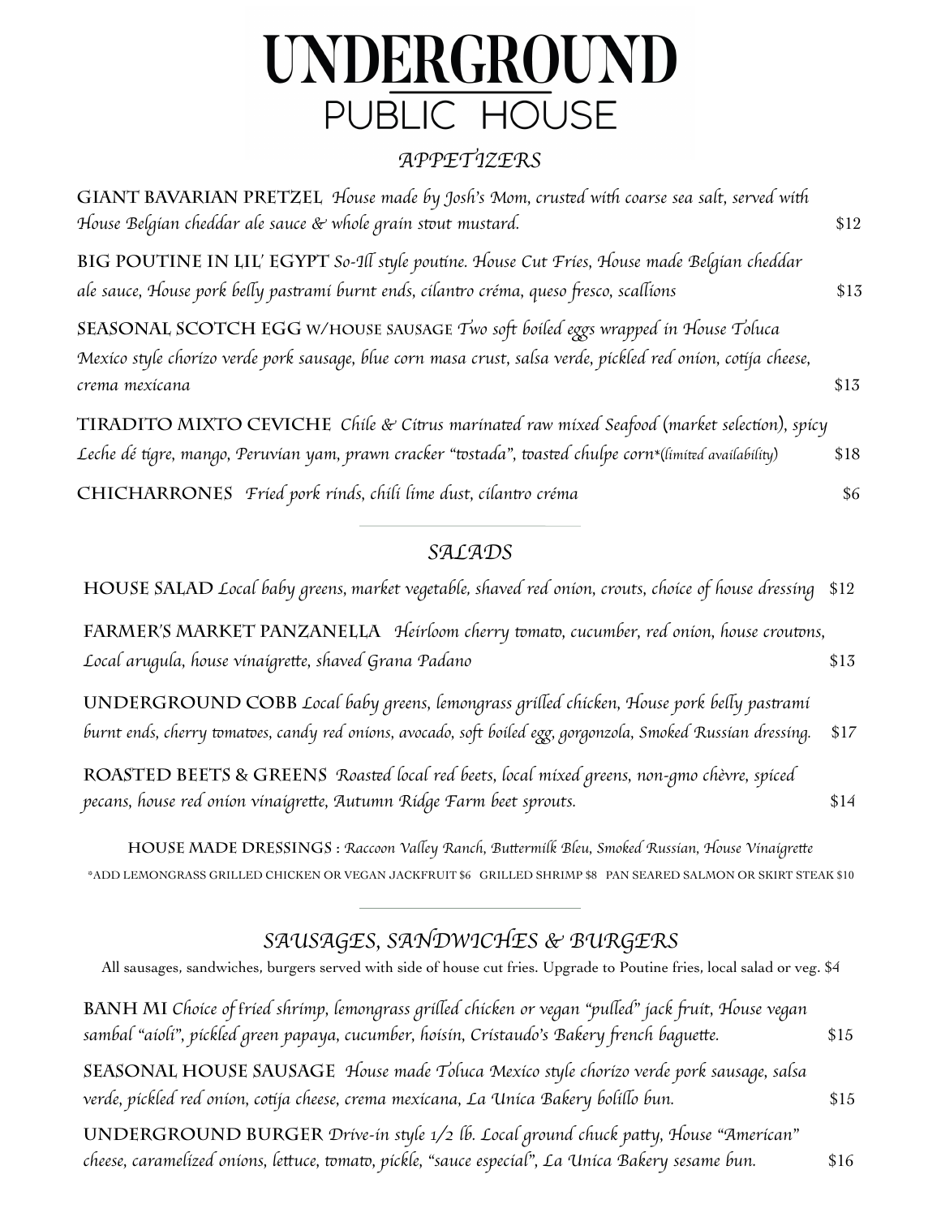# UNDERGROUND
## PUBLIC HOUSE

## *APPETIZERS*

**GIANT BAVARIAN PRETZEL** *House made by Josh's Mom, crusted with coarse sea salt, served with House Belgian cheddar ale sauce & whole grain stout mustard.* $12

**BIG POUTINE IN LIL' EGYPT** *So-Ill style poutine. House Cut Fries, House made Belgian cheddar ale sauce, House pork belly pastrami burnt ends, cilantro créma, queso fresco, scallions* $13

**SEASONAL SCOTCH EGG W/HOUSE SAUSAGE** *Two soft boiled eggs wrapped in House Toluca Mexico style chorizo verde pork sausage, blue corn masa crust, salsa verde, pickled red onion, cotija cheese, crema mexicana* $13

**TIRADITO MIXTO CEVICHE** *Chile & Citrus marinated raw mixed Seafood (market selection), spicy Leche dé tigre, mango, Peruvian yam, prawn cracker "tostada", toasted chulpe corn\*(limited availability)* $18

**CHICHARRONES** *Fried pork rinds, chili lime dust, cilantro créma* $6

---

## *SALADS*

**HOUSE SALAD** *Local baby greens, market vegetable, shaved red onion, crouts, choice of house dressing* $12

**FARMER'S MARKET PANZANELLA** *Heirloom cherry tomato, cucumber, red onion, house croutons, Local arugula, house vinaigrette, shaved Grana Padano* $13

**UNDERGROUND COBB** *Local baby greens, lemongrass grilled chicken, House pork belly pastrami burnt ends, cherry tomatoes, candy red onions, avocado, soft boiled egg, gorgonzola, Smoked Russian dressing.* $17

**ROASTED BEETS & GREENS** *Roasted local red beets, local mixed greens, non-gmo chèvre, spiced pecans, house red onion vinaigrette, Autumn Ridge Farm beet sprouts.* $14

**HOUSE MADE DRESSINGS** : *Raccoon Valley Ranch, Buttermilk Bleu, Smoked Russian, House Vinaigrette*

\*ADD LEMONGRASS GRILLED CHICKEN OR VEGAN JACKFRUIT $6 GRILLED SHRIMP $8 PAN SEARED SALMON OR SKIRT STEAK $10

---

## *SAUSAGES, SANDWICHES & BURGERS*

All sausages, sandwiches, burgers served with side of house cut fries. Upgrade to Poutine fries, local salad or veg. $4

**BANH MI** *Choice of fried shrimp, lemongrass grilled chicken or vegan "pulled" jack fruit, House vegan sambal "aioli", pickled green papaya, cucumber, hoisin, Cristaudo's Bakery french baguette.* $15

**SEASONAL HOUSE SAUSAGE** *House made Toluca Mexico style chorizo verde pork sausage, salsa verde, pickled red onion, cotija cheese, crema mexicana, La Unica Bakery bolillo bun.* $15

**UNDERGROUND BURGER** *Drive-in style 1/2 lb. Local ground chuck patty, House "American" cheese, caramelized onions, lettuce, tomato, pickle, "sauce especial", La Unica Bakery sesame bun.* $16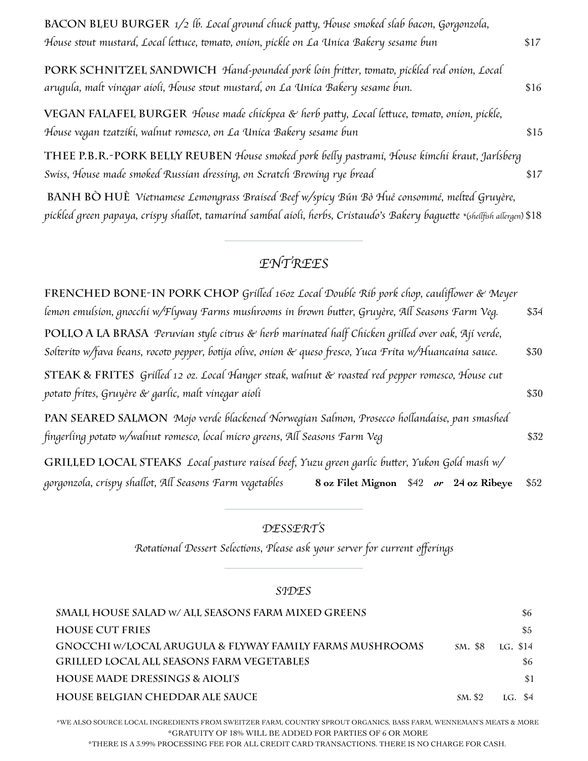**BACON BLEU BURGER** *1/2 lb. Local ground chuck patty, House smoked slab bacon, Gorgonzola, House stout mustard, Local lettuce, tomato, onion, pickle on La Unica Bakery sesame bun* $17

**PORK SCHNITZEL SANDWICH** *Hand-pounded pork loin fritter, tomato, pickled red onion, Local arugula, malt vinegar aioli, House stout mustard, on La Unica Bakery sesame bun.* $16

**VEGAN FALAFEL BURGER** *House made chickpea & herb patty, Local lettuce, tomato, onion, pickle, House vegan tzatziki, walnut romesco, on La Unica Bakery sesame bun* $15

**THEE P.B.R.-PORK BELLY REUBEN** *House smoked pork belly pastrami, House kimchi kraut, Jarlsberg Swiss, House made smoked Russian dressing, on Scratch Brewing rye bread* $17

**BANH BÒ HUÊ** *Vietnamese Lemongrass Braised Beef w/spicy Bún Bò Huê consommé, melted Gruyère, pickled green papaya, crispy shallot, tamarind sambal aioli, herbs, Cristaudo's Bakery baguette* *(shellfish allergen) $18

---

## *ENTREES*

**FRENCHED BONE-IN PORK CHOP** *Grilled 16oz Local Double Rib pork chop, cauliflower & Meyer lemon emulsion, gnocchi w/Flyway Farms mushrooms in brown butter, Gruyère, All Seasons Farm Veg.* $34

**POLLO A LA BRASA** *Peruvian style citrus & herb marinated half Chicken grilled over oak, Ají verde, Solterito w/fava beans, rocoto pepper, botija olive, onion & queso fresco, Yuca Frita w/Huancaina sauce.* $30

**STEAK & FRITES** *Grilled 12 oz. Local Hanger steak, walnut & roasted red pepper romesco, House cut potato frites, Gruyère & garlic, malt vinegar aioli* $30

**PAN SEARED SALMON** *Mojo verde blackened Norwegian Salmon, Prosecco hollandaise, pan smashed fingerling potato w/walnut romesco, local micro greens, All Seasons Farm Veg* $32

**GRILLED LOCAL STEAKS** *Local pasture raised beef, Yuzu green garlic butter, Yukon Gold mash w/ gorgonzola, crispy shallot, All Seasons Farm vegetables* **8 oz Filet Mignon** $42 ***or*** **24 oz Ribeye** $52

---

## *DESSERTS*

*Rotational Dessert Selections, Please ask your server for current offerings*

---

## *SIDES*

| Item | | Price |
|---|---|---|
| SMALL HOUSE SALAD W/ ALL SEASONS FARM MIXED GREENS | | $6 |
| HOUSE CUT FRIES | | $5 |
| GNOCCHI W/LOCAL ARUGULA & FLYWAY FAMILY FARMS MUSHROOMS | SM. $8 | LG. $14 |
| GRILLED LOCAL ALL SEASONS FARM VEGETABLES | | $6 |
| HOUSE MADE DRESSINGS & AIOLI'S | | $1 |
| HOUSE BELGIAN CHEDDAR ALE SAUCE | SM. $2 | LG. $4 |

*WE ALSO SOURCE LOCAL INGREDIENTS FROM SWEITZER FARM, COUNTRY SPROUT ORGANICS, BASS FARM, WENNEMAN'S MEATS & MORE

*GRATUITY OF 18% WILL BE ADDED FOR PARTIES OF 6 OR MORE

*THERE IS A 3.99% PROCESSING FEE FOR ALL CREDIT CARD TRANSACTIONS. THERE IS NO CHARGE FOR CASH.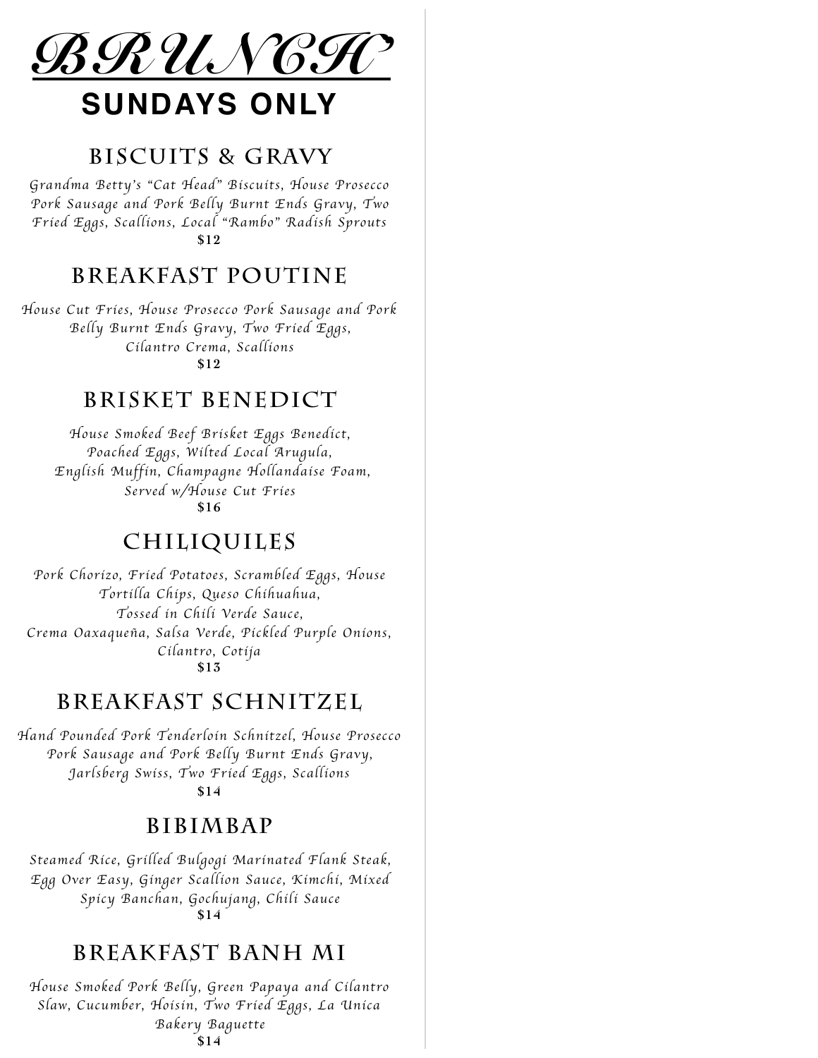# BRUNCH

## SUNDAYS ONLY

### BISCUITS & GRAVY

*Grandma Betty's "Cat Head" Biscuits, House Prosecco Pork Sausage and Pork Belly Burnt Ends Gravy, Two Fried Eggs, Scallions, Local "Rambo" Radish Sprouts*

**$12**

### BREAKFAST POUTINE

*House Cut Fries, House Prosecco Pork Sausage and Pork Belly Burnt Ends Gravy, Two Fried Eggs, Cilantro Crema, Scallions*

**$12**

### BRISKET BENEDICT

*House Smoked Beef Brisket Eggs Benedict, Poached Eggs, Wilted Local Arugula, English Muffin, Champagne Hollandaise Foam, Served w/House Cut Fries*

**$16**

### CHILIQUILES

*Pork Chorizo, Fried Potatoes, Scrambled Eggs, House Tortilla Chips, Queso Chihuahua, Tossed in Chili Verde Sauce, Crema Oaxaqueña, Salsa Verde, Pickled Purple Onions, Cilantro, Cotija*

**$13**

### BREAKFAST SCHNITZEL

*Hand Pounded Pork Tenderloin Schnitzel, House Prosecco Pork Sausage and Pork Belly Burnt Ends Gravy, Jarlsberg Swiss, Two Fried Eggs, Scallions*

**$14**

### BIBIMBAP

*Steamed Rice, Grilled Bulgogi Marinated Flank Steak, Egg Over Easy, Ginger Scallion Sauce, Kimchi, Mixed Spicy Banchan, Gochujang, Chili Sauce*

**$14**

### BREAKFAST BANH MI

*House Smoked Pork Belly, Green Papaya and Cilantro Slaw, Cucumber, Hoisin, Two Fried Eggs, La Unica Bakery Baguette*

**$14**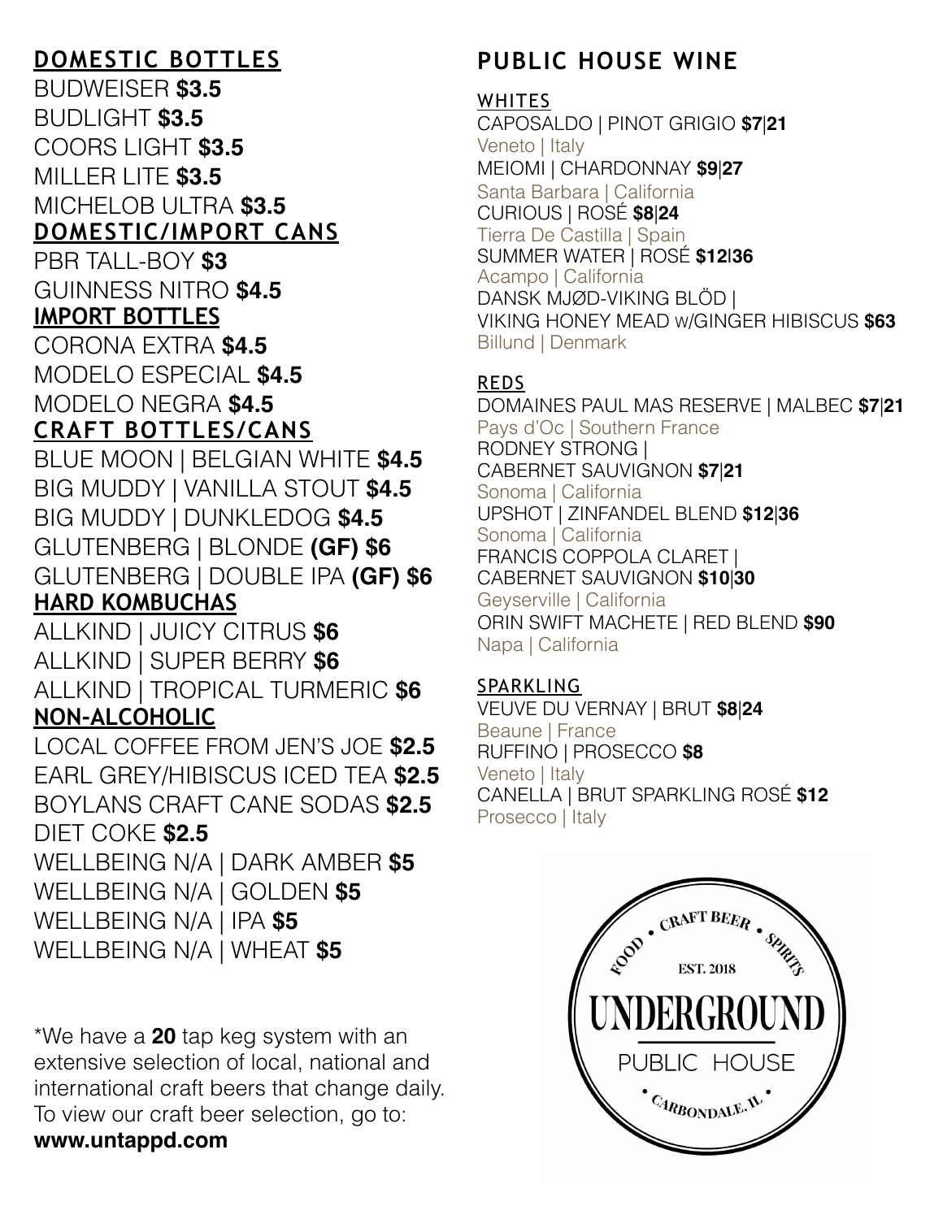## DOMESTIC BOTTLES

BUDWEISER **$3.5**
BUDLIGHT **$3.5**
COORS LIGHT **$3.5**
MILLER LITE **$3.5**
MICHELOB ULTRA **$3.5**

## DOMESTIC/IMPORT CANS

PBR TALL-BOY **$3**
GUINNESS NITRO **$4.5**

## IMPORT BOTTLES

CORONA EXTRA **$4.5**
MODELO ESPECIAL **$4.5**
MODELO NEGRA **$4.5**

## CRAFT BOTTLES/CANS

BLUE MOON | BELGIAN WHITE **$4.5**
BIG MUDDY | VANILLA STOUT **$4.5**
BIG MUDDY | DUNKLEDOG **$4.5**
GLUTENBERG | BLONDE **(GF) $6**
GLUTENBERG | DOUBLE IPA **(GF) $6**

## HARD KOMBUCHAS

ALLKIND | JUICY CITRUS **$6**
ALLKIND | SUPER BERRY **$6**
ALLKIND | TROPICAL TURMERIC **$6**

## NON-ALCOHOLIC

LOCAL COFFEE FROM JEN'S JOE **$2.5**
EARL GREY/HIBISCUS ICED TEA **$2.5**
BOYLANS CRAFT CANE SODAS **$2.5**
DIET COKE **$2.5**
WELLBEING N/A | DARK AMBER **$5**
WELLBEING N/A | GOLDEN **$5**
WELLBEING N/A | IPA **$5**
WELLBEING N/A | WHEAT **$5**

*We have a **20** tap keg system with an extensive selection of local, national and international craft beers that change daily. To view our craft beer selection, go to: **www.untappd.com**

## PUBLIC HOUSE WINE

### WHITES

CAPOSALDO | PINOT GRIGIO **$7|21**
Veneto | Italy
MEIOMI | CHARDONNAY **$9|27**
Santa Barbara | California
CURIOUS | ROSÉ **$8|24**
Tierra De Castilla | Spain
SUMMER WATER | ROSÉ **$12|36**
Acampo | California
DANSK MJØD-VIKING BLÖD | VIKING HONEY MEAD w/GINGER HIBISCUS **$63**
Billund | Denmark

### REDS

DOMAINES PAUL MAS RESERVE | MALBEC **$7|21**
Pays d'Oc | Southern France
RODNEY STRONG | CABERNET SAUVIGNON **$7|21**
Sonoma | California
UPSHOT | ZINFANDEL BLEND **$12|36**
Sonoma | California
FRANCIS COPPOLA CLARET | CABERNET SAUVIGNON **$10|30**
Geyserville | California
ORIN SWIFT MACHETE | RED BLEND **$90**
Napa | California

### SPARKLING

VEUVE DU VERNAY | BRUT **$8|24**
Beaune | France
RUFFINO | PROSECCO **$8**
Veneto | Italy
CANELLA | BRUT SPARKLING ROSÉ **$12**
Prosecco | Italy

FOOD • CRAFT BEER • SPIRITS
EST. 2018
UNDERGROUND
PUBLIC HOUSE
• CARBONDALE, IL •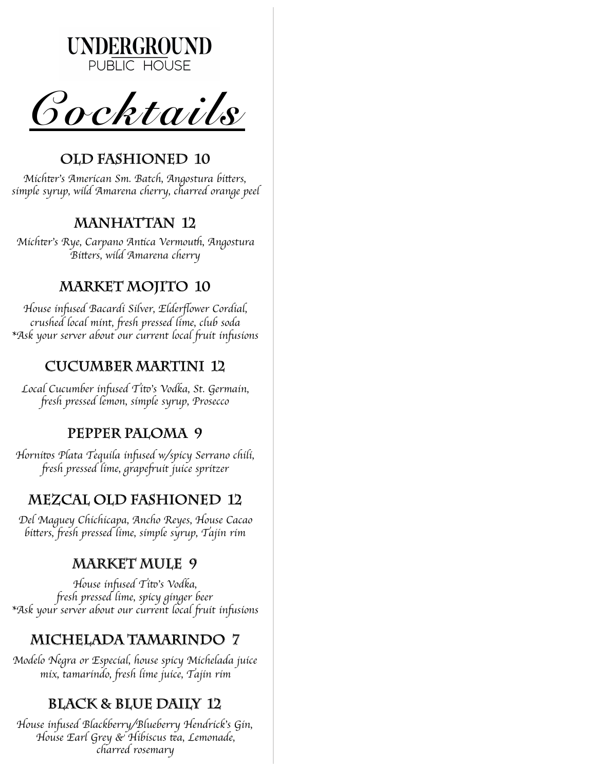UNDERGROUND
PUBLIC HOUSE

# Cocktails

## OLD FASHIONED 10

*Michter's American Sm. Batch, Angostura bitters, simple syrup, wild Amarena cherry, charred orange peel*

## MANHATTAN 12

*Michter's Rye, Carpano Antica Vermouth, Angostura Bitters, wild Amarena cherry*

## MARKET MOJITO 10

*House infused Bacardi Silver, Elderflower Cordial, crushed local mint, fresh pressed lime, club soda*
*\*Ask your server about our current local fruit infusions*

## CUCUMBER MARTINI 12

*Local Cucumber infused Tito's Vodka, St. Germain, fresh pressed lemon, simple syrup, Prosecco*

## PEPPER PALOMA 9

*Hornitos Plata Tequila infused w/spicy Serrano chili, fresh pressed lime, grapefruit juice spritzer*

## MEZCAL OLD FASHIONED 12

*Del Maguey Chichicapa, Ancho Reyes, House Cacao bitters, fresh pressed lime, simple syrup, Tajin rim*

## MARKET MULE 9

*House infused Tito's Vodka, fresh pressed lime, spicy ginger beer*
*\*Ask your server about our current local fruit infusions*

## MICHELADA TAMARINDO 7

*Modelo Negra or Especial, house spicy Michelada juice mix, tamarindo, fresh lime juice, Tajin rim*

## BLACK & BLUE DAILY 12

*House infused Blackberry/Blueberry Hendrick's Gin, House Earl Grey & Hibiscus tea, Lemonade, charred rosemary*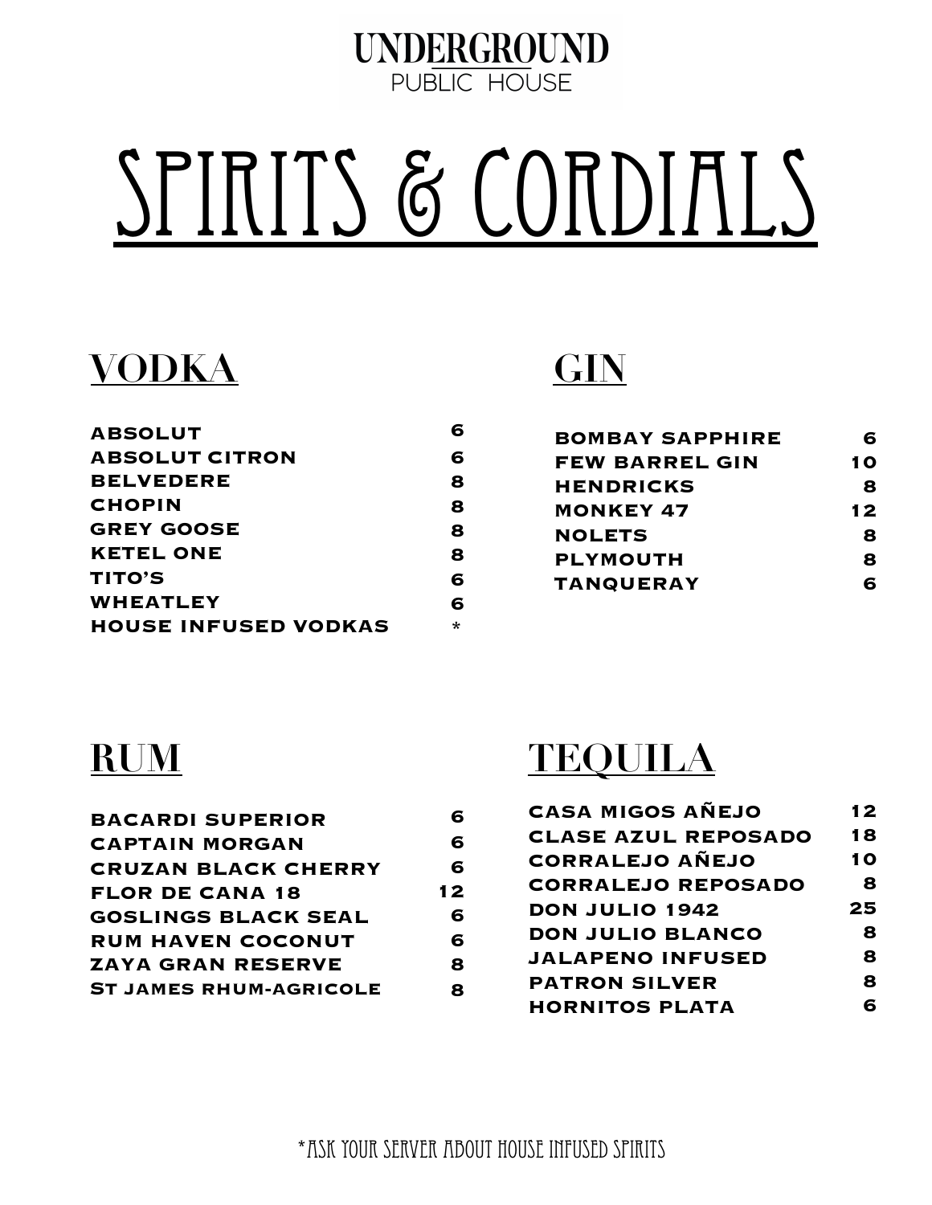UNDERGROUND
PUBLIC HOUSE

# SPIRITS & CORDIALS

## VODKA

| | |
|---|---|
| ABSOLUT | 6 |
| ABSOLUT CITRON | 6 |
| BELVEDERE | 8 |
| CHOPIN | 8 |
| GREY GOOSE | 8 |
| KETEL ONE | 8 |
| TITO'S | 6 |
| WHEATLEY | 6 |
| HOUSE INFUSED VODKAS | * |

## GIN

| | |
|---|---|
| BOMBAY SAPPHIRE | 6 |
| FEW BARREL GIN | 10 |
| HENDRICKS | 8 |
| MONKEY 47 | 12 |
| NOLETS | 8 |
| PLYMOUTH | 8 |
| TANQUERAY | 6 |

## RUM

| | |
|---|---|
| BACARDI SUPERIOR | 6 |
| CAPTAIN MORGAN | 6 |
| CRUZAN BLACK CHERRY | 6 |
| FLOR DE CANA 18 | 12 |
| GOSLINGS BLACK SEAL | 6 |
| RUM HAVEN COCONUT | 6 |
| ZAYA GRAN RESERVE | 8 |
| ST JAMES RHUM-AGRICOLE | 8 |

## TEQUILA

| | |
|---|---|
| CASA MIGOS AÑEJO | 12 |
| CLASE AZUL REPOSADO | 18 |
| CORRALEJO AÑEJO | 10 |
| CORRALEJO REPOSADO | 8 |
| DON JULIO 1942 | 25 |
| DON JULIO BLANCO | 8 |
| JALAPENO INFUSED | 8 |
| PATRON SILVER | 8 |
| HORNITOS PLATA | 6 |

*ASK YOUR SERVER ABOUT HOUSE INFUSED SPIRITS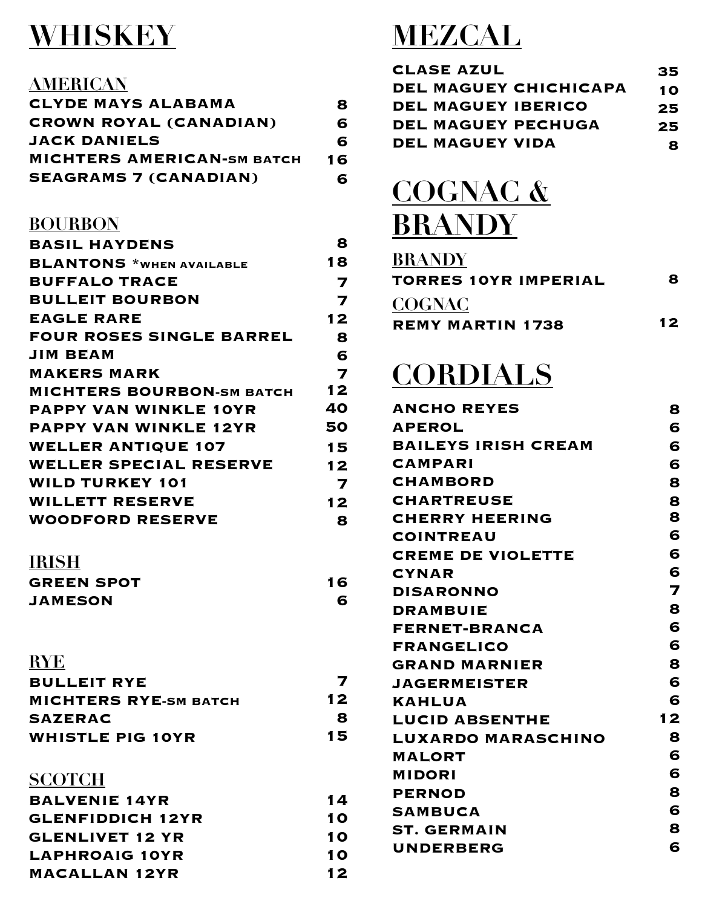# WHISKEY

## AMERICAN

| | |
|---|---|
| CLYDE MAYS ALABAMA | 8 |
| CROWN ROYAL (CANADIAN) | 6 |
| JACK DANIELS | 6 |
| MICHTERS AMERICAN-SM BATCH | 16 |
| SEAGRAMS 7 (CANADIAN) | 6 |

## BOURBON

| | |
|---|---|
| BASIL HAYDENS | 8 |
| BLANTONS *WHEN AVAILABLE | 18 |
| BUFFALO TRACE | 7 |
| BULLEIT BOURBON | 7 |
| EAGLE RARE | 12 |
| FOUR ROSES SINGLE BARREL | 8 |
| JIM BEAM | 6 |
| MAKERS MARK | 7 |
| MICHTERS BOURBON-SM BATCH | 12 |
| PAPPY VAN WINKLE 10YR | 40 |
| PAPPY VAN WINKLE 12YR | 50 |
| WELLER ANTIQUE 107 | 15 |
| WELLER SPECIAL RESERVE | 12 |
| WILD TURKEY 101 | 7 |
| WILLETT RESERVE | 12 |
| WOODFORD RESERVE | 8 |

## IRISH

| | |
|---|---|
| GREEN SPOT | 16 |
| JAMESON | 6 |

## RYE

| | |
|---|---|
| BULLEIT RYE | 7 |
| MICHTERS RYE-SM BATCH | 12 |
| SAZERAC | 8 |
| WHISTLE PIG 10YR | 15 |

## SCOTCH

| | |
|---|---|
| BALVENIE 14YR | 14 |
| GLENFIDDICH 12YR | 10 |
| GLENLIVET 12 YR | 10 |
| LAPHROAIG 10YR | 10 |
| MACALLAN 12YR | 12 |

# MEZCAL

| | |
|---|---|
| CLASE AZUL | 35 |
| DEL MAGUEY CHICHICAPA | 10 |
| DEL MAGUEY IBERICO | 25 |
| DEL MAGUEY PECHUGA | 25 |
| DEL MAGUEY VIDA | 8 |

# COGNAC & BRANDY

## BRANDY

| | |
|---|---|
| TORRES 10YR IMPERIAL | 8 |

## COGNAC

| | |
|---|---|
| REMY MARTIN 1738 | 12 |

# CORDIALS

| | |
|---|---|
| ANCHO REYES | 8 |
| APEROL | 6 |
| BAILEYS IRISH CREAM | 6 |
| CAMPARI | 6 |
| CHAMBORD | 8 |
| CHARTREUSE | 8 |
| CHERRY HEERING | 8 |
| COINTREAU | 6 |
| CREME DE VIOLETTE | 6 |
| CYNAR | 6 |
| DISARONNO | 7 |
| DRAMBUIE | 8 |
| FERNET-BRANCA | 6 |
| FRANGELICO | 6 |
| GRAND MARNIER | 8 |
| JAGERMEISTER | 6 |
| KAHLUA | 6 |
| LUCID ABSENTHE | 12 |
| LUXARDO MARASCHINO | 8 |
| MALORT | 6 |
| MIDORI | 6 |
| PERNOD | 8 |
| SAMBUCA | 6 |
| ST. GERMAIN | 8 |
| UNDERBERG | 6 |